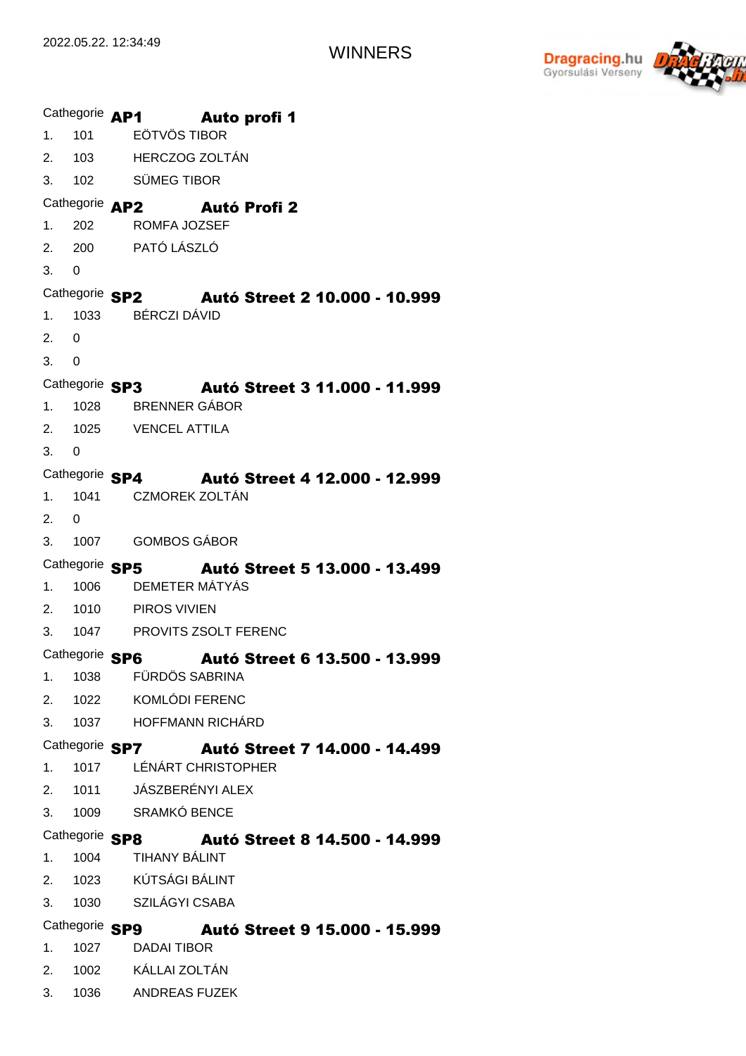2022.05.22. 12:34:49

# WINNERS

Dragracing.hu
Gyorsulási Verseny

Cathegorie **AP1** **Auto profi 1**

1. 101 EÖTVÖS TIBOR
2. 103 HERCZOG ZOLTÁN
3. 102 SÜMEG TIBOR

Cathegorie **AP2** **Autó Profi 2**

1. 202 ROMFA JOZSEF
2. 200 PATÓ LÁSZLÓ
3. 0

Cathegorie **SP2** **Autó Street 2 10.000 - 10.999**

1. 1033 BÉRCZI DÁVID
2. 0
3. 0

Cathegorie **SP3** **Autó Street 3 11.000 - 11.999**

1. 1028 BRENNER GÁBOR
2. 1025 VENCEL ATTILA
3. 0

Cathegorie **SP4** **Autó Street 4 12.000 - 12.999**

1. 1041 CZMOREK ZOLTÁN
2. 0
3. 1007 GOMBOS GÁBOR

Cathegorie **SP5** **Autó Street 5 13.000 - 13.499**

1. 1006 DEMETER MÁTYÁS
2. 1010 PIROS VIVIEN
3. 1047 PROVITS ZSOLT FERENC

Cathegorie **SP6** **Autó Street 6 13.500 - 13.999**

1. 1038 FÜRDÖS SABRINA
2. 1022 KOMLÓDI FERENC
3. 1037 HOFFMANN RICHÁRD

Cathegorie **SP7** **Autó Street 7 14.000 - 14.499**

1. 1017 LÉNÁRT CHRISTOPHER
2. 1011 JÁSZBERÉNYI ALEX
3. 1009 SRAMKÓ BENCE

Cathegorie **SP8** **Autó Street 8 14.500 - 14.999**

1. 1004 TIHANY BÁLINT
2. 1023 KÚTSÁGI BÁLINT
3. 1030 SZILÁGYI CSABA

Cathegorie **SP9** **Autó Street 9 15.000 - 15.999**

1. 1027 DADAI TIBOR
2. 1002 KÁLLAI ZOLTÁN
3. 1036 ANDREAS FUZEK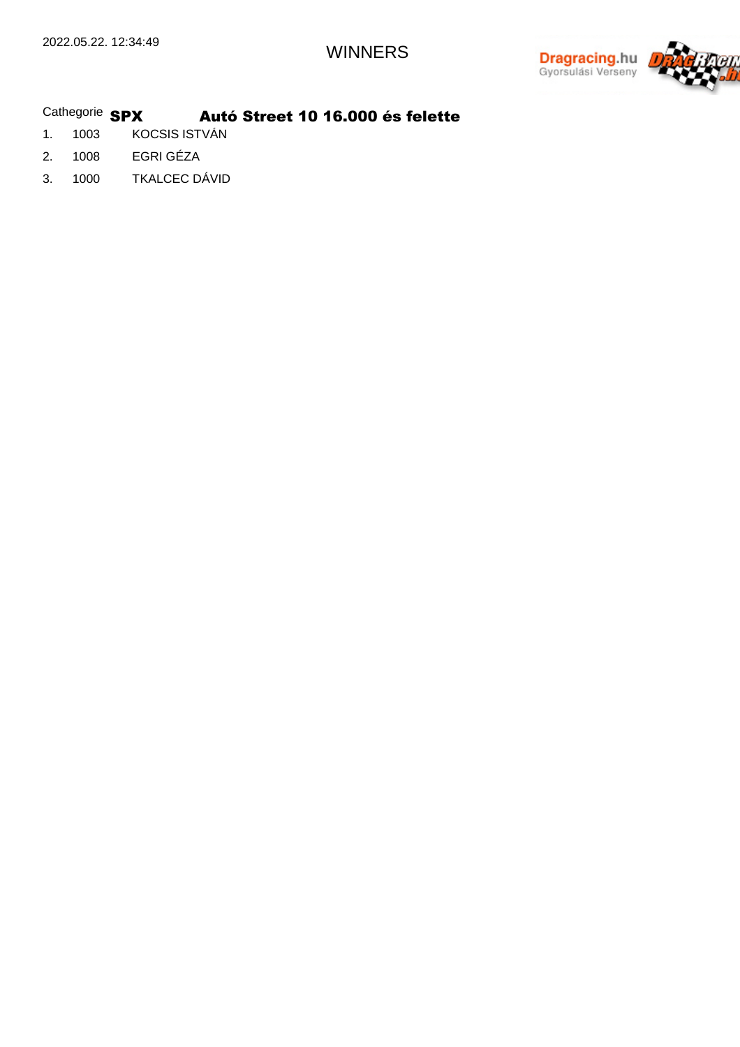2022.05.22. 12:34:49

# WINNERS

Cathegorie **SPX** **Autó Street 10 16.000 és felette**

| | | |
|---|---|---|
| 1. | 1003 | KOCSIS ISTVÁN |
| 2. | 1008 | EGRI GÉZA |
| 3. | 1000 | TKALCEC DÁVID |